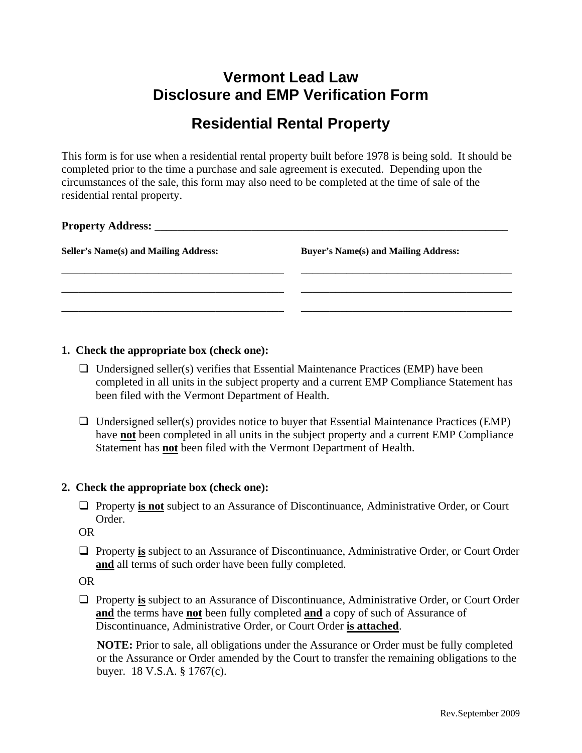# Vermont Lead Law
# Disclosure and EMP Verification Form

## Residential Rental Property

This form is for use when a residential rental property built before 1978 is being sold. It should be completed prior to the time a purchase and sale agreement is executed. Depending upon the circumstances of the sale, this form may also need to be completed at the time of sale of the residential rental property.

**Property Address:** ________________________________________________________________

| **Seller's Name(s) and Mailing Address:** | **Buyer's Name(s) and Mailing Address:** |
|---|---|
| ________________________________________ | ________________________________________ |
| ________________________________________ | ________________________________________ |
| ________________________________________ | ________________________________________ |

**1. Check the appropriate box (check one):**

- ❑ Undersigned seller(s) verifies that Essential Maintenance Practices (EMP) have been completed in all units in the subject property and a current EMP Compliance Statement has been filed with the Vermont Department of Health.

- ❑ Undersigned seller(s) provides notice to buyer that Essential Maintenance Practices (EMP) have **not** been completed in all units in the subject property and a current EMP Compliance Statement has **not** been filed with the Vermont Department of Health.

**2. Check the appropriate box (check one):**

- ❑ Property **is not** subject to an Assurance of Discontinuance, Administrative Order, or Court Order.

OR

- ❑ Property **is** subject to an Assurance of Discontinuance, Administrative Order, or Court Order **and** all terms of such order have been fully completed.

OR

- ❑ Property **is** subject to an Assurance of Discontinuance, Administrative Order, or Court Order **and** the terms have **not** been fully completed **and** a copy of such of Assurance of Discontinuance, Administrative Order, or Court Order **is attached**.

  **NOTE:** Prior to sale, all obligations under the Assurance or Order must be fully completed or the Assurance or Order amended by the Court to transfer the remaining obligations to the buyer. 18 V.S.A. § 1767(c).

Rev.September 2009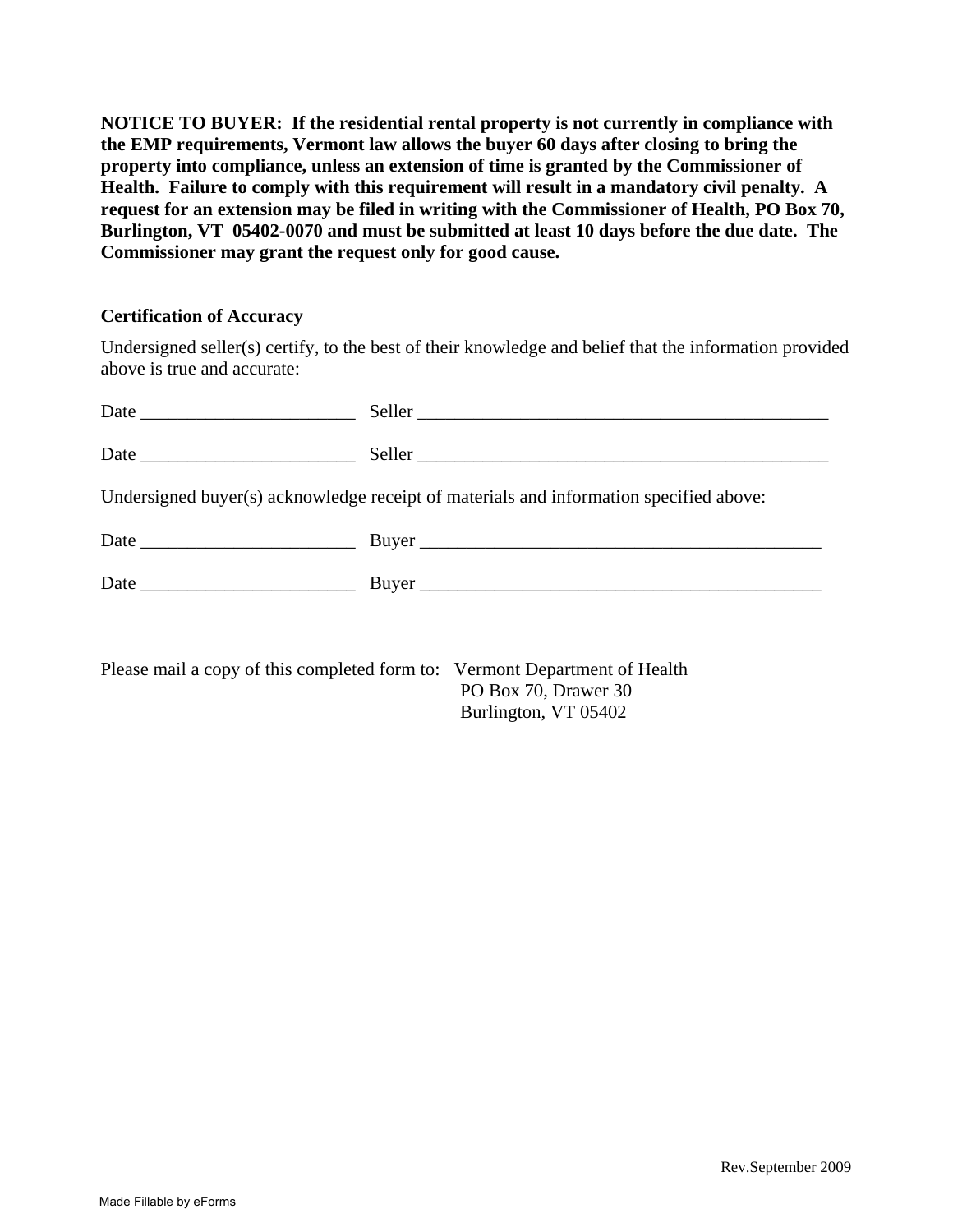**NOTICE TO BUYER: If the residential rental property is not currently in compliance with the EMP requirements, Vermont law allows the buyer 60 days after closing to bring the property into compliance, unless an extension of time is granted by the Commissioner of Health. Failure to comply with this requirement will result in a mandatory civil penalty. A request for an extension may be filed in writing with the Commissioner of Health, PO Box 70, Burlington, VT 05402-0070 and must be submitted at least 10 days before the due date. The Commissioner may grant the request only for good cause.**

**Certification of Accuracy**

Undersigned seller(s) certify, to the best of their knowledge and belief that the information provided above is true and accurate:

Date _______________________ Seller _____________________________________________

Date _______________________ Seller _____________________________________________

Undersigned buyer(s) acknowledge receipt of materials and information specified above:

Date _______________________ Buyer _____________________________________________

Date _______________________ Buyer _____________________________________________

Please mail a copy of this completed form to: Vermont Department of Health
PO Box 70, Drawer 30
Burlington, VT 05402

Rev.September 2009

Made Fillable by eForms